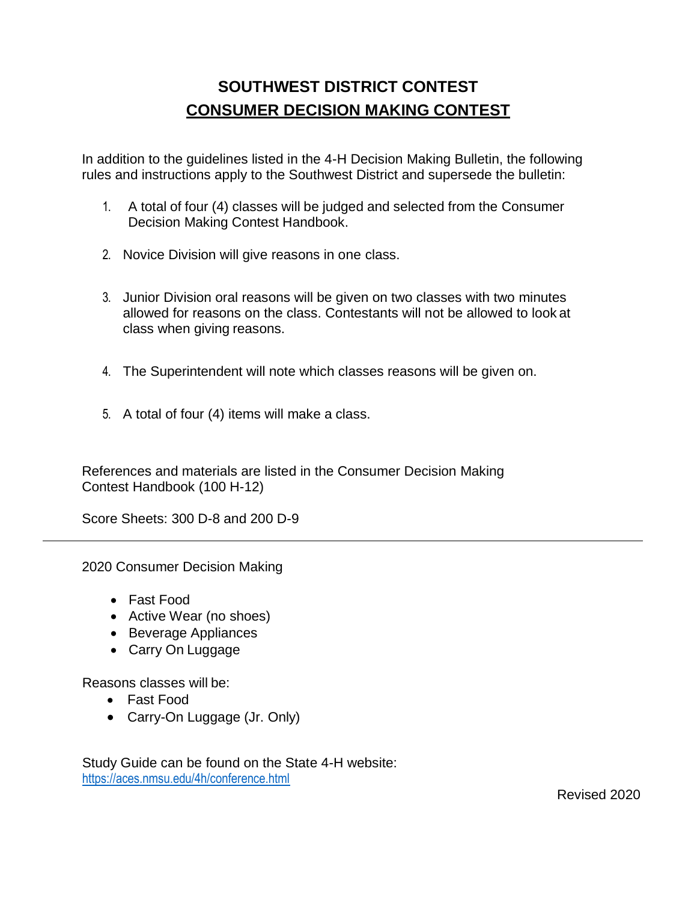# SOUTHWEST DISTRICT CONTEST

## CONSUMER DECISION MAKING CONTEST

In addition to the guidelines listed in the 4-H Decision Making Bulletin, the following rules and instructions apply to the Southwest District and supersede the bulletin:

1. A total of four (4) classes will be judged and selected from the Consumer Decision Making Contest Handbook.
2. Novice Division will give reasons in one class.
3. Junior Division oral reasons will be given on two classes with two minutes allowed for reasons on the class. Contestants will not be allowed to look at class when giving reasons.
4. The Superintendent will note which classes reasons will be given on.
5. A total of four (4) items will make a class.

References and materials are listed in the Consumer Decision Making Contest Handbook (100 H-12)

Score Sheets: 300 D-8 and 200 D-9

---

2020 Consumer Decision Making

- Fast Food
- Active Wear (no shoes)
- Beverage Appliances
- Carry On Luggage

Reasons classes will be:

- Fast Food
- Carry-On Luggage (Jr. Only)

Study Guide can be found on the State 4-H website:
https://aces.nmsu.edu/4h/conference.html

Revised 2020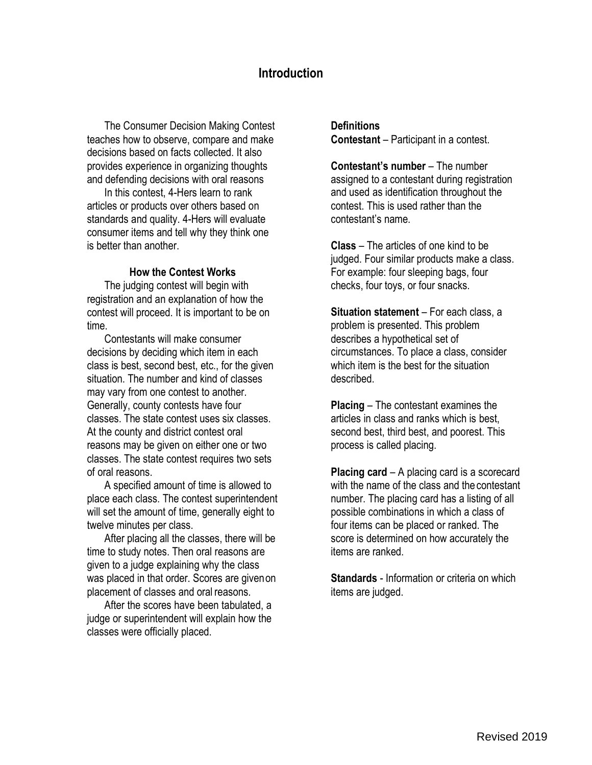# Introduction

The Consumer Decision Making Contest teaches how to observe, compare and make decisions based on facts collected. It also provides experience in organizing thoughts and defending decisions with oral reasons

In this contest, 4-Hers learn to rank articles or products over others based on standards and quality. 4-Hers will evaluate consumer items and tell why they think one is better than another.

### How the Contest Works

The judging contest will begin with registration and an explanation of how the contest will proceed. It is important to be on time.

Contestants will make consumer decisions by deciding which item in each class is best, second best, etc., for the given situation. The number and kind of classes may vary from one contest to another. Generally, county contests have four classes. The state contest uses six classes. At the county and district contest oral reasons may be given on either one or two classes. The state contest requires two sets of oral reasons.

A specified amount of time is allowed to place each class. The contest superintendent will set the amount of time, generally eight to twelve minutes per class.

After placing all the classes, there will be time to study notes. Then oral reasons are given to a judge explaining why the class was placed in that order. Scores are given on placement of classes and oral reasons.

After the scores have been tabulated, a judge or superintendent will explain how the classes were officially placed.

**Definitions**

**Contestant** – Participant in a contest.

**Contestant's number** – The number assigned to a contestant during registration and used as identification throughout the contest. This is used rather than the contestant's name.

**Class** – The articles of one kind to be judged. Four similar products make a class. For example: four sleeping bags, four checks, four toys, or four snacks.

**Situation statement** – For each class, a problem is presented. This problem describes a hypothetical set of circumstances. To place a class, consider which item is the best for the situation described.

**Placing** – The contestant examines the articles in class and ranks which is best, second best, third best, and poorest. This process is called placing.

**Placing card** – A placing card is a scorecard with the name of the class and the contestant number. The placing card has a listing of all possible combinations in which a class of four items can be placed or ranked. The score is determined on how accurately the items are ranked.

**Standards** - Information or criteria on which items are judged.

Revised 2019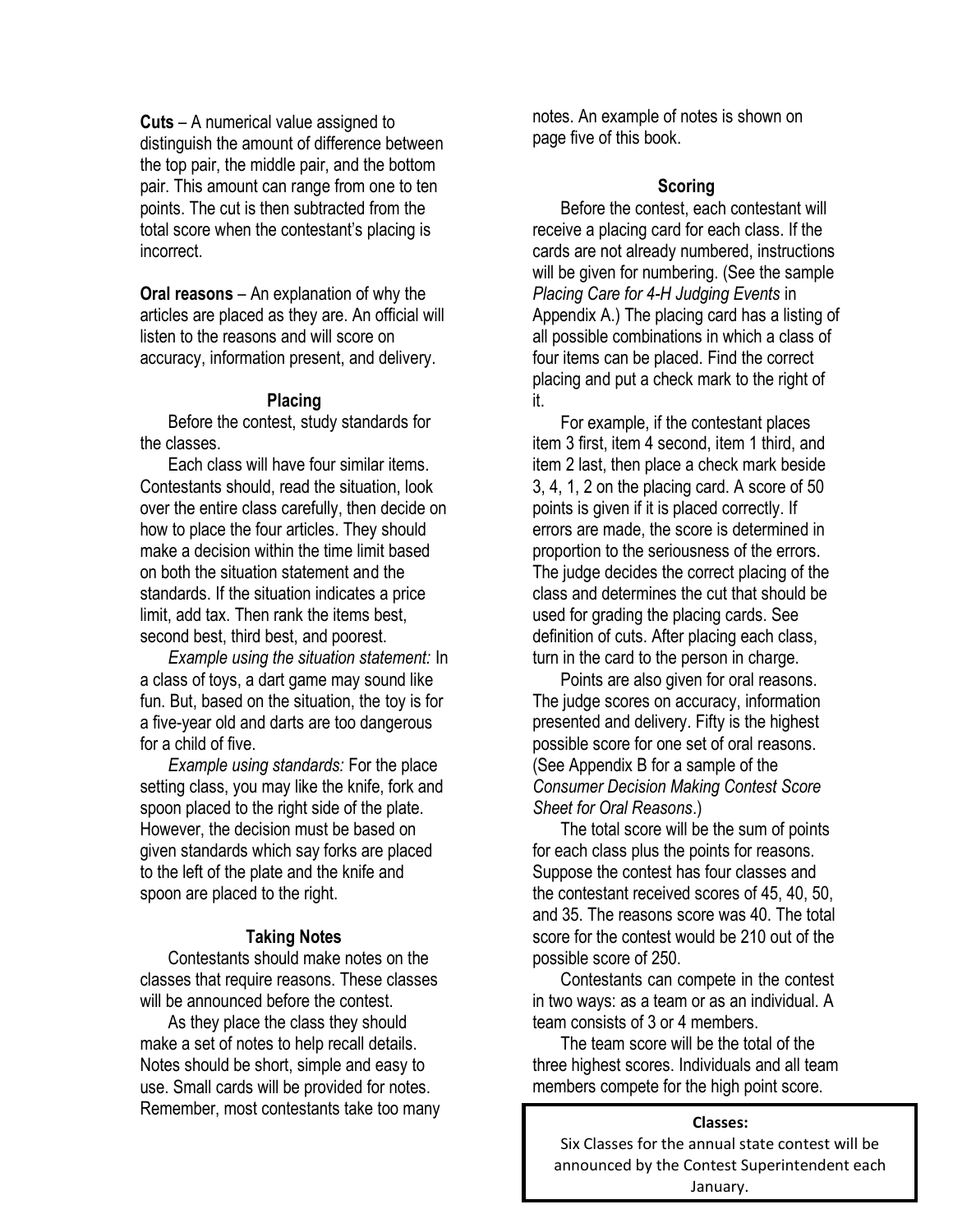**Cuts** – A numerical value assigned to distinguish the amount of difference between the top pair, the middle pair, and the bottom pair. This amount can range from one to ten points. The cut is then subtracted from the total score when the contestant's placing is incorrect.

**Oral reasons** – An explanation of why the articles are placed as they are. An official will listen to the reasons and will score on accuracy, information present, and delivery.

### Placing

Before the contest, study standards for the classes.

Each class will have four similar items. Contestants should, read the situation, look over the entire class carefully, then decide on how to place the four articles. They should make a decision within the time limit based on both the situation statement and the standards. If the situation indicates a price limit, add tax. Then rank the items best, second best, third best, and poorest.

*Example using the situation statement:* In a class of toys, a dart game may sound like fun. But, based on the situation, the toy is for a five-year old and darts are too dangerous for a child of five.

*Example using standards:* For the place setting class, you may like the knife, fork and spoon placed to the right side of the plate. However, the decision must be based on given standards which say forks are placed to the left of the plate and the knife and spoon are placed to the right.

### Taking Notes

Contestants should make notes on the classes that require reasons. These classes will be announced before the contest.

As they place the class they should make a set of notes to help recall details. Notes should be short, simple and easy to use. Small cards will be provided for notes. Remember, most contestants take too many notes. An example of notes is shown on page five of this book.

### Scoring

Before the contest, each contestant will receive a placing card for each class. If the cards are not already numbered, instructions will be given for numbering. (See the sample *Placing Care for 4-H Judging Events* in Appendix A.) The placing card has a listing of all possible combinations in which a class of four items can be placed. Find the correct placing and put a check mark to the right of it.

For example, if the contestant places item 3 first, item 4 second, item 1 third, and item 2 last, then place a check mark beside 3, 4, 1, 2 on the placing card. A score of 50 points is given if it is placed correctly. If errors are made, the score is determined in proportion to the seriousness of the errors. The judge decides the correct placing of the class and determines the cut that should be used for grading the placing cards. See definition of cuts. After placing each class, turn in the card to the person in charge.

Points are also given for oral reasons. The judge scores on accuracy, information presented and delivery. Fifty is the highest possible score for one set of oral reasons. (See Appendix B for a sample of the *Consumer Decision Making Contest Score Sheet for Oral Reasons*.)

The total score will be the sum of points for each class plus the points for reasons. Suppose the contest has four classes and the contestant received scores of 45, 40, 50, and 35. The reasons score was 40. The total score for the contest would be 210 out of the possible score of 250.

Contestants can compete in the contest in two ways: as a team or as an individual. A team consists of 3 or 4 members.

The team score will be the total of the three highest scores. Individuals and all team members compete for the high point score.

**Classes:**
Six Classes for the annual state contest will be announced by the Contest Superintendent each January.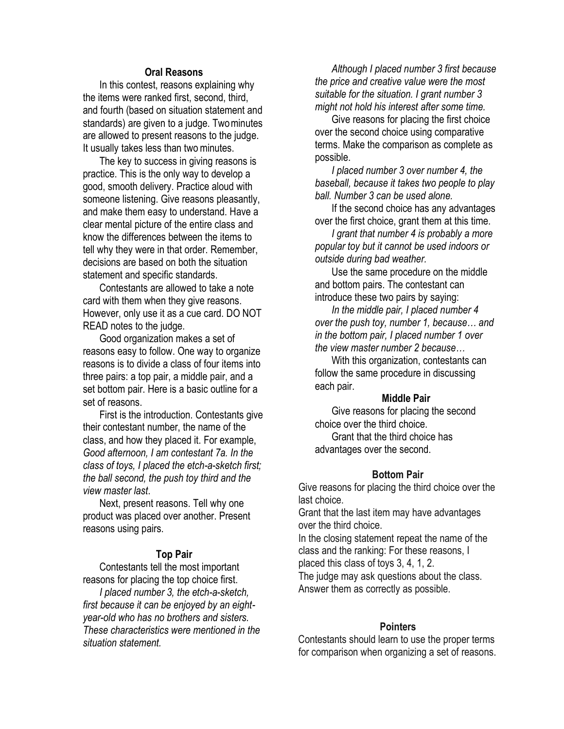### Oral Reasons

In this contest, reasons explaining why the items were ranked first, second, third, and fourth (based on situation statement and standards) are given to a judge. Two minutes are allowed to present reasons to the judge. It usually takes less than two minutes.

The key to success in giving reasons is practice. This is the only way to develop a good, smooth delivery. Practice aloud with someone listening. Give reasons pleasantly, and make them easy to understand. Have a clear mental picture of the entire class and know the differences between the items to tell why they were in that order. Remember, decisions are based on both the situation statement and specific standards.

Contestants are allowed to take a note card with them when they give reasons. However, only use it as a cue card. DO NOT READ notes to the judge.

Good organization makes a set of reasons easy to follow. One way to organize reasons is to divide a class of four items into three pairs: a top pair, a middle pair, and a set bottom pair. Here is a basic outline for a set of reasons.

First is the introduction. Contestants give their contestant number, the name of the class, and how they placed it. For example, *Good afternoon, I am contestant 7a. In the class of toys, I placed the etch-a-sketch first; the ball second, the push toy third and the view master last*.

Next, present reasons. Tell why one product was placed over another. Present reasons using pairs.

### Top Pair

Contestants tell the most important reasons for placing the top choice first.

*I placed number 3, the etch-a-sketch, first because it can be enjoyed by an eight-year-old who has no brothers and sisters. These characteristics were mentioned in the situation statement.*

*Although I placed number 3 first because the price and creative value were the most suitable for the situation. I grant number 3 might not hold his interest after some time.*

Give reasons for placing the first choice over the second choice using comparative terms. Make the comparison as complete as possible.

*I placed number 3 over number 4, the baseball, because it takes two people to play ball. Number 3 can be used alone.*

If the second choice has any advantages over the first choice, grant them at this time.

*I grant that number 4 is probably a more popular toy but it cannot be used indoors or outside during bad weather.*

Use the same procedure on the middle and bottom pairs. The contestant can introduce these two pairs by saying:

*In the middle pair, I placed number 4 over the push toy, number 1, because… and in the bottom pair, I placed number 1 over the view master number 2 because…*

With this organization, contestants can follow the same procedure in discussing each pair.

### Middle Pair

Give reasons for placing the second choice over the third choice.

Grant that the third choice has advantages over the second.

### Bottom Pair

Give reasons for placing the third choice over the last choice.

Grant that the last item may have advantages over the third choice.

In the closing statement repeat the name of the class and the ranking: For these reasons, I placed this class of toys 3, 4, 1, 2.

The judge may ask questions about the class. Answer them as correctly as possible.

### Pointers

Contestants should learn to use the proper terms for comparison when organizing a set of reasons.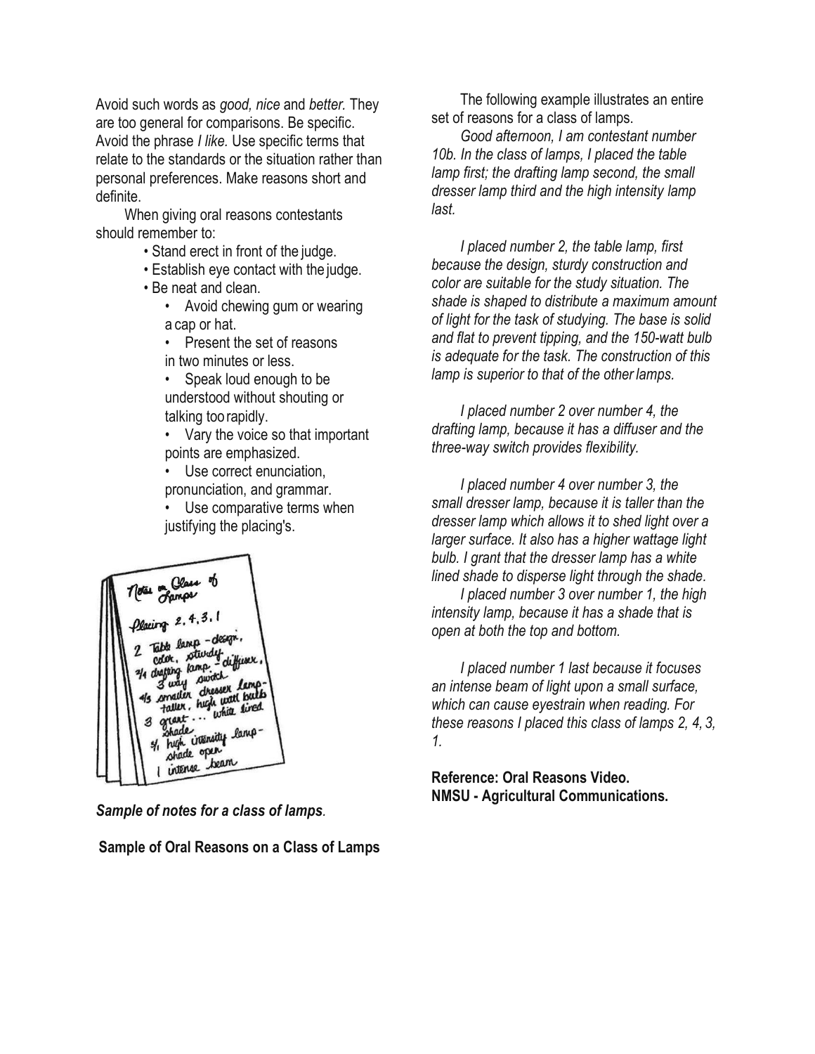Avoid such words as *good, nice* and *better.* They are too general for comparisons. Be specific. Avoid the phrase *I like.* Use specific terms that relate to the standards or the situation rather than personal preferences. Make reasons short and definite.

When giving oral reasons contestants should remember to:

- Stand erect in front of the judge.
- Establish eye contact with the judge.
- Be neat and clean.
  - Avoid chewing gum or wearing a cap or hat.
  - Present the set of reasons in two minutes or less.
  - Speak loud enough to be understood without shouting or talking too rapidly.
  - Vary the voice so that important points are emphasized.
  - Use correct enunciation, pronunciation, and grammar.
  - Use comparative terms when justifying the placing's.

***Sample of notes for a class of lamps.***

**Sample of Oral Reasons on a Class of Lamps**

The following example illustrates an entire set of reasons for a class of lamps.

*Good afternoon, I am contestant number 10b. In the class of lamps, I placed the table lamp first; the drafting lamp second, the small dresser lamp third and the high intensity lamp last.*

*I placed number 2, the table lamp, first because the design, sturdy construction and color are suitable for the study situation. The shade is shaped to distribute a maximum amount of light for the task of studying. The base is solid and flat to prevent tipping, and the 150-watt bulb is adequate for the task. The construction of this lamp is superior to that of the other lamps.*

*I placed number 2 over number 4, the drafting lamp, because it has a diffuser and the three-way switch provides flexibility.*

*I placed number 4 over number 3, the small dresser lamp, because it is taller than the dresser lamp which allows it to shed light over a larger surface. It also has a higher wattage light bulb. I grant that the dresser lamp has a white lined shade to disperse light through the shade.*

*I placed number 3 over number 1, the high intensity lamp, because it has a shade that is open at both the top and bottom.*

*I placed number 1 last because it focuses an intense beam of light upon a small surface, which can cause eyestrain when reading. For these reasons I placed this class of lamps 2, 4, 3, 1.*

**Reference: Oral Reasons Video.**
**NMSU - Agricultural Communications.**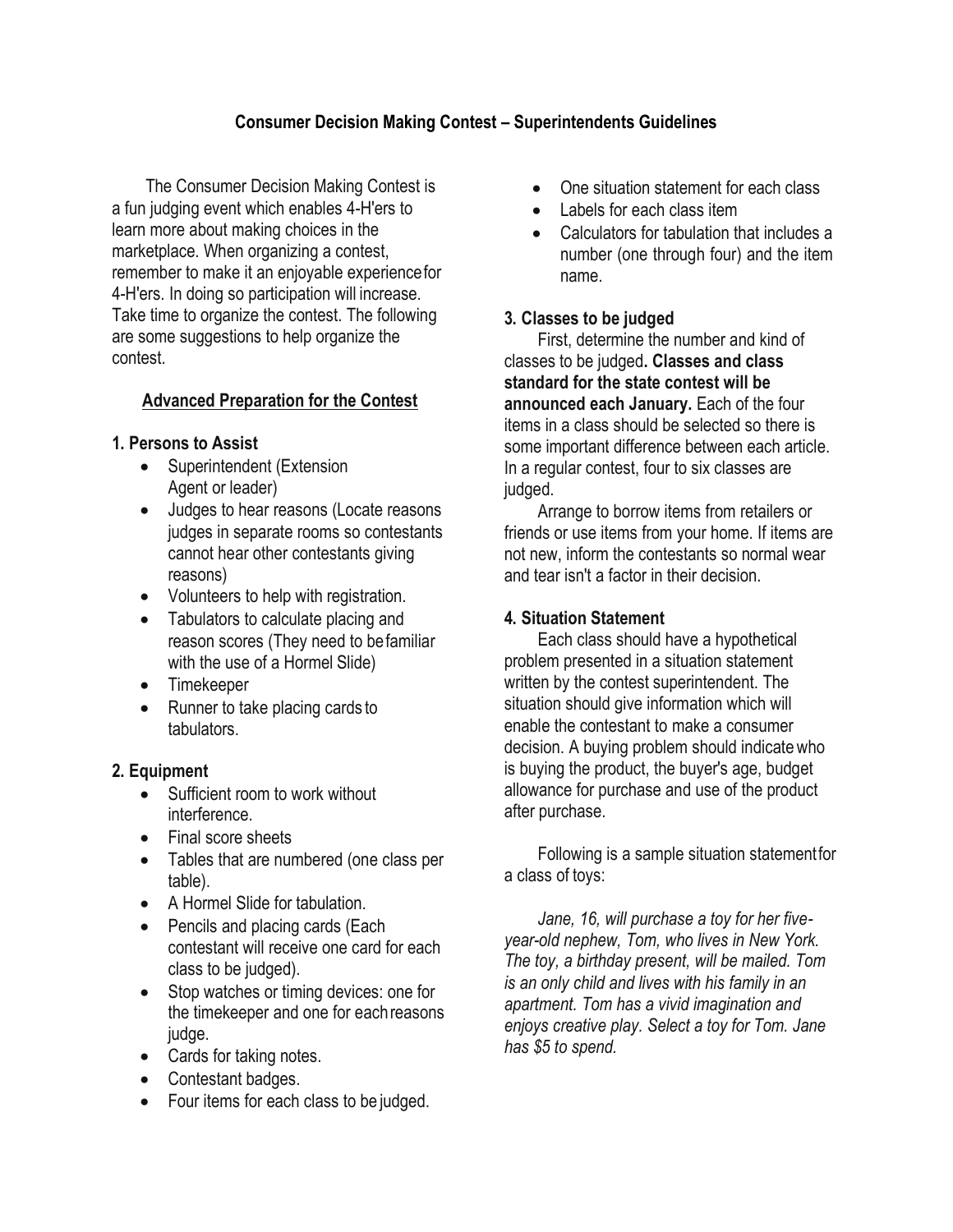## Consumer Decision Making Contest – Superintendents Guidelines

The Consumer Decision Making Contest is a fun judging event which enables 4-H'ers to learn more about making choices in the marketplace. When organizing a contest, remember to make it an enjoyable experience for 4-H'ers. In doing so participation will increase. Take time to organize the contest. The following are some suggestions to help organize the contest.

### Advanced Preparation for the Contest

#### 1. Persons to Assist

- Superintendent (Extension Agent or leader)
- Judges to hear reasons (Locate reasons judges in separate rooms so contestants cannot hear other contestants giving reasons)
- Volunteers to help with registration.
- Tabulators to calculate placing and reason scores (They need to be familiar with the use of a Hormel Slide)
- Timekeeper
- Runner to take placing cards to tabulators.

#### 2. Equipment

- Sufficient room to work without interference.
- Final score sheets
- Tables that are numbered (one class per table).
- A Hormel Slide for tabulation.
- Pencils and placing cards (Each contestant will receive one card for each class to be judged).
- Stop watches or timing devices: one for the timekeeper and one for each reasons judge.
- Cards for taking notes.
- Contestant badges.
- Four items for each class to be judged.
- One situation statement for each class
- Labels for each class item
- Calculators for tabulation that includes a number (one through four) and the item name.

#### 3. Classes to be judged

First, determine the number and kind of classes to be judged. **Classes and class standard for the state contest will be announced each January.** Each of the four items in a class should be selected so there is some important difference between each article. In a regular contest, four to six classes are judged.

Arrange to borrow items from retailers or friends or use items from your home. If items are not new, inform the contestants so normal wear and tear isn't a factor in their decision.

#### 4. Situation Statement

Each class should have a hypothetical problem presented in a situation statement written by the contest superintendent. The situation should give information which will enable the contestant to make a consumer decision. A buying problem should indicate who is buying the product, the buyer's age, budget allowance for purchase and use of the product after purchase.

Following is a sample situation statement for a class of toys:

*Jane, 16, will purchase a toy for her five-year-old nephew, Tom, who lives in New York. The toy, a birthday present, will be mailed. Tom is an only child and lives with his family in an apartment. Tom has a vivid imagination and enjoys creative play. Select a toy for Tom. Jane has $5 to spend.*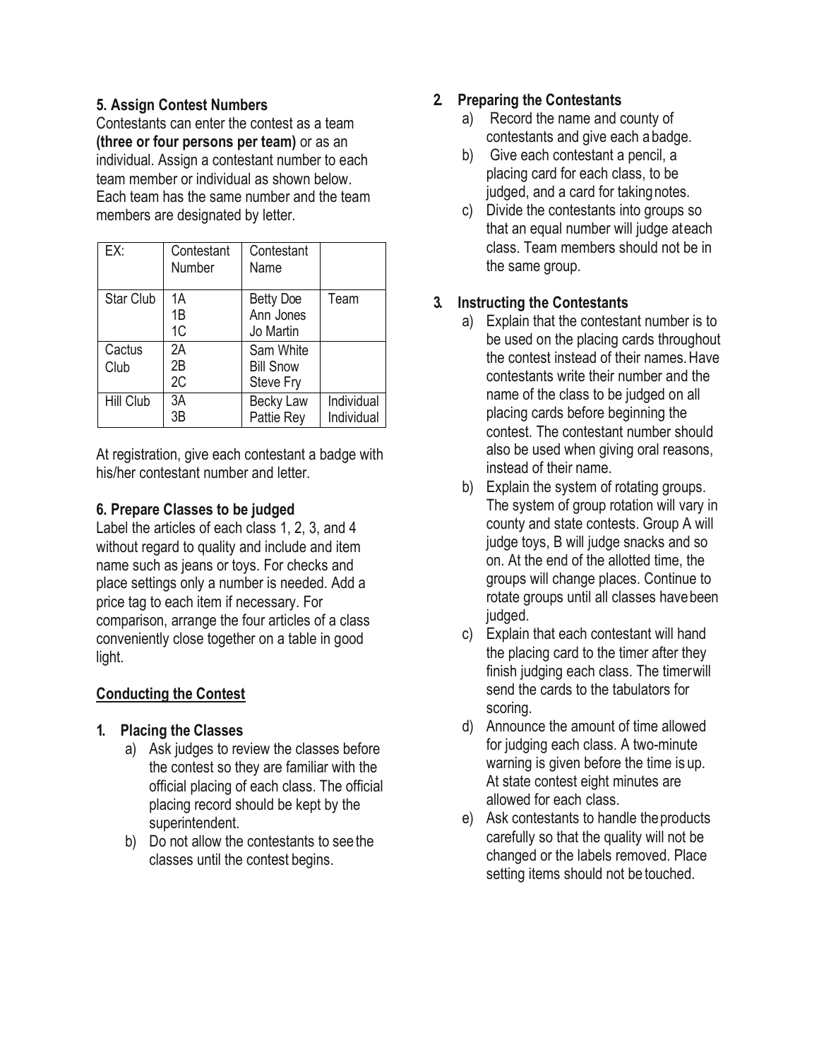### 5. Assign Contest Numbers

Contestants can enter the contest as a team **(three or four persons per team)** or as an individual. Assign a contestant number to each team member or individual as shown below. Each team has the same number and the team members are designated by letter.

| EX: | Contestant Number | Contestant Name | |
|---|---|---|---|
| Star Club | 1A<br>1B<br>1C | Betty Doe<br>Ann Jones<br>Jo Martin | Team |
| Cactus Club | 2A<br>2B<br>2C | Sam White<br>Bill Snow<br>Steve Fry | |
| Hill Club | 3A<br>3B | Becky Law<br>Pattie Rey | Individual<br>Individual |

At registration, give each contestant a badge with his/her contestant number and letter.

### 6. Prepare Classes to be judged

Label the articles of each class 1, 2, 3, and 4 without regard to quality and include and item name such as jeans or toys. For checks and place settings only a number is needed. Add a price tag to each item if necessary. For comparison, arrange the four articles of a class conveniently close together on a table in good light.

## Conducting the Contest

### 1. Placing the Classes

a) Ask judges to review the classes before the contest so they are familiar with the official placing of each class. The official placing record should be kept by the superintendent.

b) Do not allow the contestants to see the classes until the contest begins.

### 2. Preparing the Contestants

a) Record the name and county of contestants and give each a badge.

b) Give each contestant a pencil, a placing card for each class, to be judged, and a card for taking notes.

c) Divide the contestants into groups so that an equal number will judge at each class. Team members should not be in the same group.

### 3. Instructing the Contestants

a) Explain that the contestant number is to be used on the placing cards throughout the contest instead of their names. Have contestants write their number and the name of the class to be judged on all placing cards before beginning the contest. The contestant number should also be used when giving oral reasons, instead of their name.

b) Explain the system of rotating groups. The system of group rotation will vary in county and state contests. Group A will judge toys, B will judge snacks and so on. At the end of the allotted time, the groups will change places. Continue to rotate groups until all classes have been judged.

c) Explain that each contestant will hand the placing card to the timer after they finish judging each class. The timer will send the cards to the tabulators for scoring.

d) Announce the amount of time allowed for judging each class. A two-minute warning is given before the time is up. At state contest eight minutes are allowed for each class.

e) Ask contestants to handle the products carefully so that the quality will not be changed or the labels removed. Place setting items should not be touched.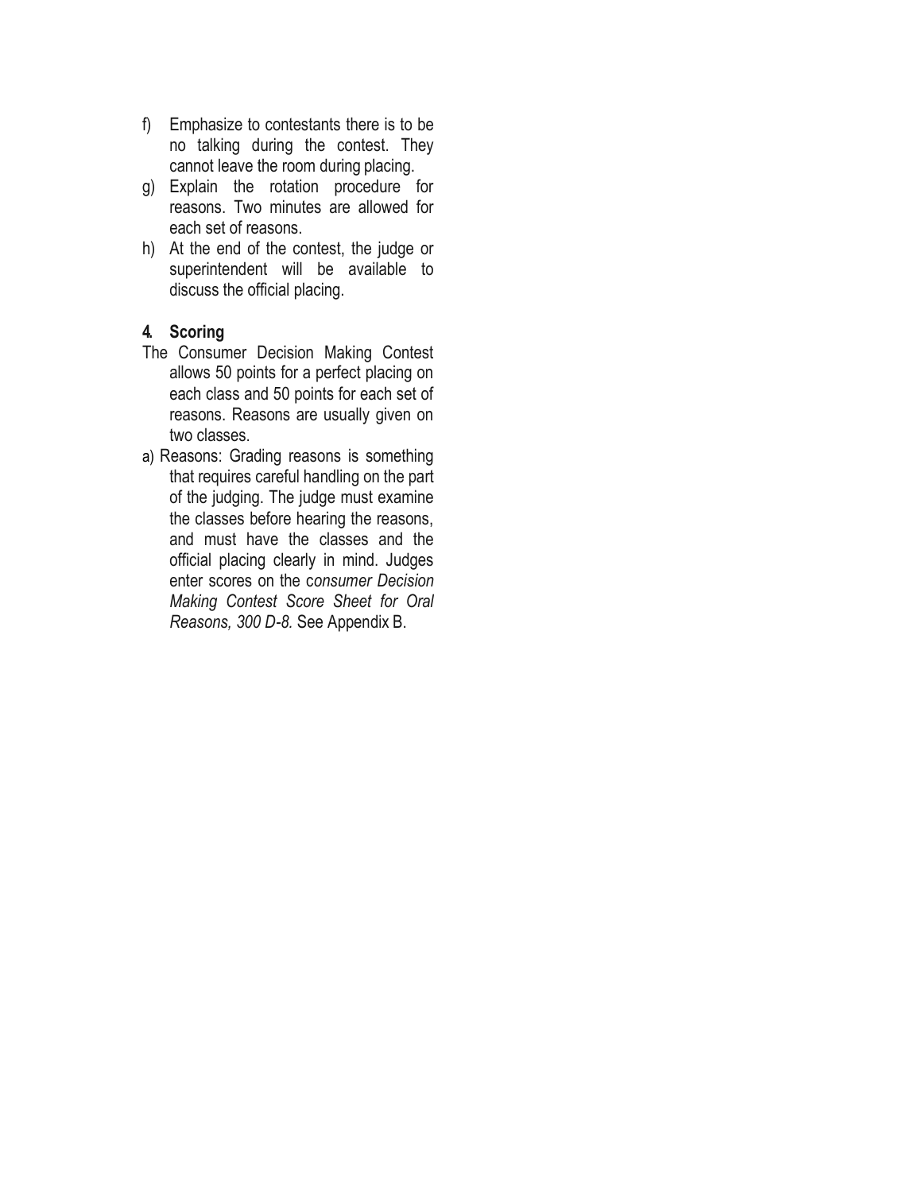f) Emphasize to contestants there is to be no talking during the contest. They cannot leave the room during placing.
g) Explain the rotation procedure for reasons. Two minutes are allowed for each set of reasons.
h) At the end of the contest, the judge or superintendent will be available to discuss the official placing.

### 4. Scoring

The Consumer Decision Making Contest allows 50 points for a perfect placing on each class and 50 points for each set of reasons. Reasons are usually given on two classes.

a) Reasons: Grading reasons is something that requires careful handling on the part of the judging. The judge must examine the classes before hearing the reasons, and must have the classes and the official placing clearly in mind. Judges enter scores on the c*onsumer Decision Making Contest Score Sheet for Oral Reasons, 300 D-8.* See Appendix B.